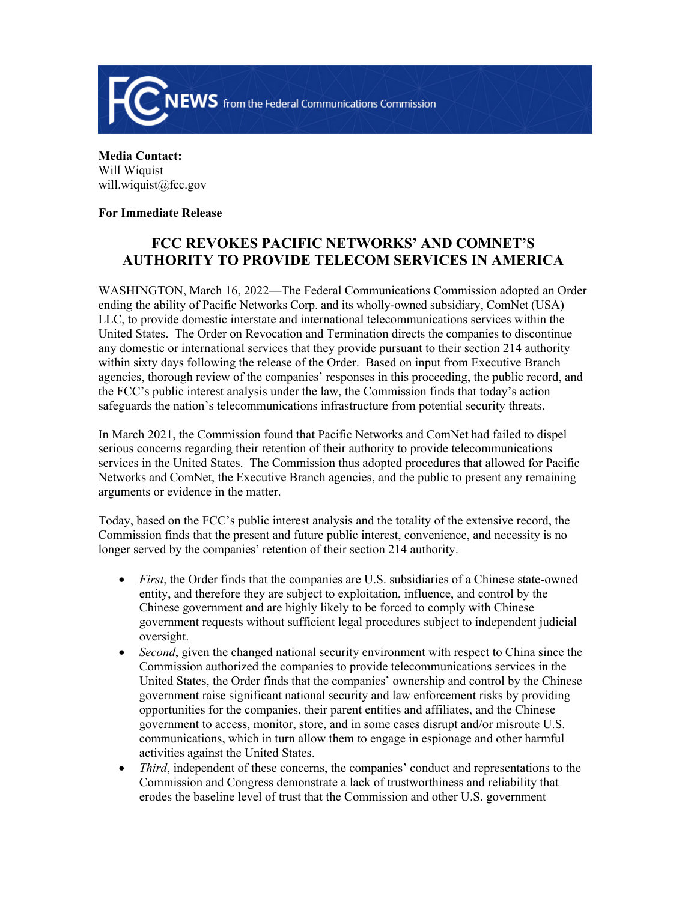**Media Contact:**
Will Wiquist
will.wiquist@fcc.gov

**For Immediate Release**

# FCC REVOKES PACIFIC NETWORKS' AND COMNET'S AUTHORITY TO PROVIDE TELECOM SERVICES IN AMERICA

WASHINGTON, March 16, 2022—The Federal Communications Commission adopted an Order ending the ability of Pacific Networks Corp. and its wholly-owned subsidiary, ComNet (USA) LLC, to provide domestic interstate and international telecommunications services within the United States. The Order on Revocation and Termination directs the companies to discontinue any domestic or international services that they provide pursuant to their section 214 authority within sixty days following the release of the Order. Based on input from Executive Branch agencies, thorough review of the companies' responses in this proceeding, the public record, and the FCC's public interest analysis under the law, the Commission finds that today's action safeguards the nation's telecommunications infrastructure from potential security threats.

In March 2021, the Commission found that Pacific Networks and ComNet had failed to dispel serious concerns regarding their retention of their authority to provide telecommunications services in the United States. The Commission thus adopted procedures that allowed for Pacific Networks and ComNet, the Executive Branch agencies, and the public to present any remaining arguments or evidence in the matter.

Today, based on the FCC's public interest analysis and the totality of the extensive record, the Commission finds that the present and future public interest, convenience, and necessity is no longer served by the companies' retention of their section 214 authority.

- *First*, the Order finds that the companies are U.S. subsidiaries of a Chinese state-owned entity, and therefore they are subject to exploitation, influence, and control by the Chinese government and are highly likely to be forced to comply with Chinese government requests without sufficient legal procedures subject to independent judicial oversight.
- *Second*, given the changed national security environment with respect to China since the Commission authorized the companies to provide telecommunications services in the United States, the Order finds that the companies' ownership and control by the Chinese government raise significant national security and law enforcement risks by providing opportunities for the companies, their parent entities and affiliates, and the Chinese government to access, monitor, store, and in some cases disrupt and/or misroute U.S. communications, which in turn allow them to engage in espionage and other harmful activities against the United States.
- *Third*, independent of these concerns, the companies' conduct and representations to the Commission and Congress demonstrate a lack of trustworthiness and reliability that erodes the baseline level of trust that the Commission and other U.S. government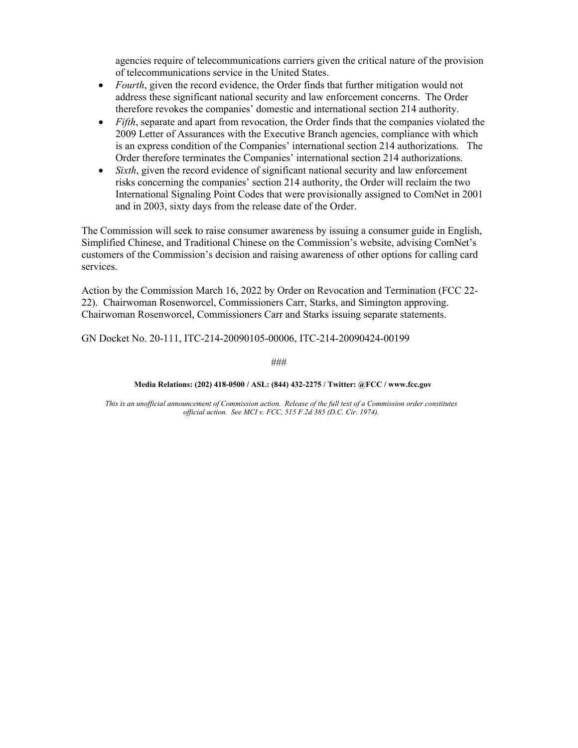agencies require of telecommunications carriers given the critical nature of the provision of telecommunications service in the United States.

- *Fourth*, given the record evidence, the Order finds that further mitigation would not address these significant national security and law enforcement concerns. The Order therefore revokes the companies' domestic and international section 214 authority.
- *Fifth*, separate and apart from revocation, the Order finds that the companies violated the 2009 Letter of Assurances with the Executive Branch agencies, compliance with which is an express condition of the Companies' international section 214 authorizations. The Order therefore terminates the Companies' international section 214 authorizations.
- *Sixth*, given the record evidence of significant national security and law enforcement risks concerning the companies' section 214 authority, the Order will reclaim the two International Signaling Point Codes that were provisionally assigned to ComNet in 2001 and in 2003, sixty days from the release date of the Order.

The Commission will seek to raise consumer awareness by issuing a consumer guide in English, Simplified Chinese, and Traditional Chinese on the Commission's website, advising ComNet's customers of the Commission's decision and raising awareness of other options for calling card services.

Action by the Commission March 16, 2022 by Order on Revocation and Termination (FCC 22-22). Chairwoman Rosenworcel, Commissioners Carr, Starks, and Simington approving. Chairwoman Rosenworcel, Commissioners Carr and Starks issuing separate statements.

GN Docket No. 20-111, ITC-214-20090105-00006, ITC-214-20090424-00199

###

**Media Relations: (202) 418-0500 / ASL: (844) 432-2275 / Twitter: @FCC / www.fcc.gov**

*This is an unofficial announcement of Commission action. Release of the full text of a Commission order constitutes official action. See MCI v. FCC, 515 F.2d 385 (D.C. Cir. 1974).*